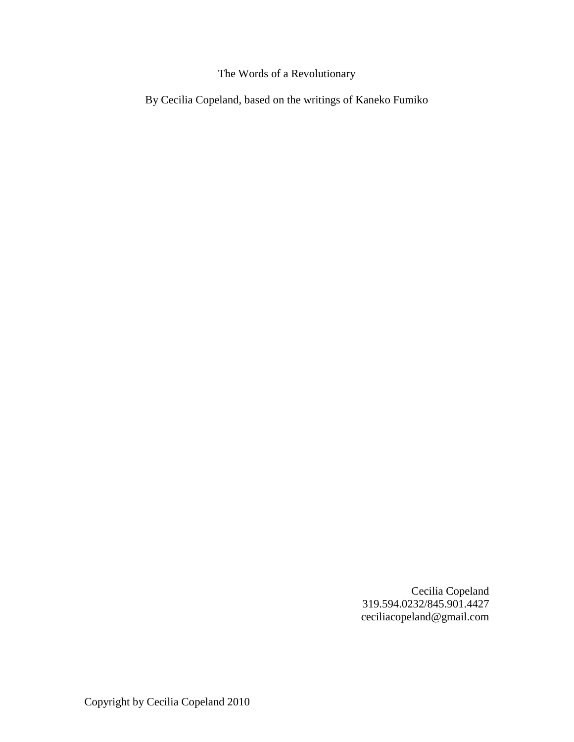# The Words of a Revolutionary

By Cecilia Copeland, based on the writings of Kaneko Fumiko

Cecilia Copeland
319.594.0232/845.901.4427
ceciliacopeland@gmail.com

Copyright by Cecilia Copeland 2010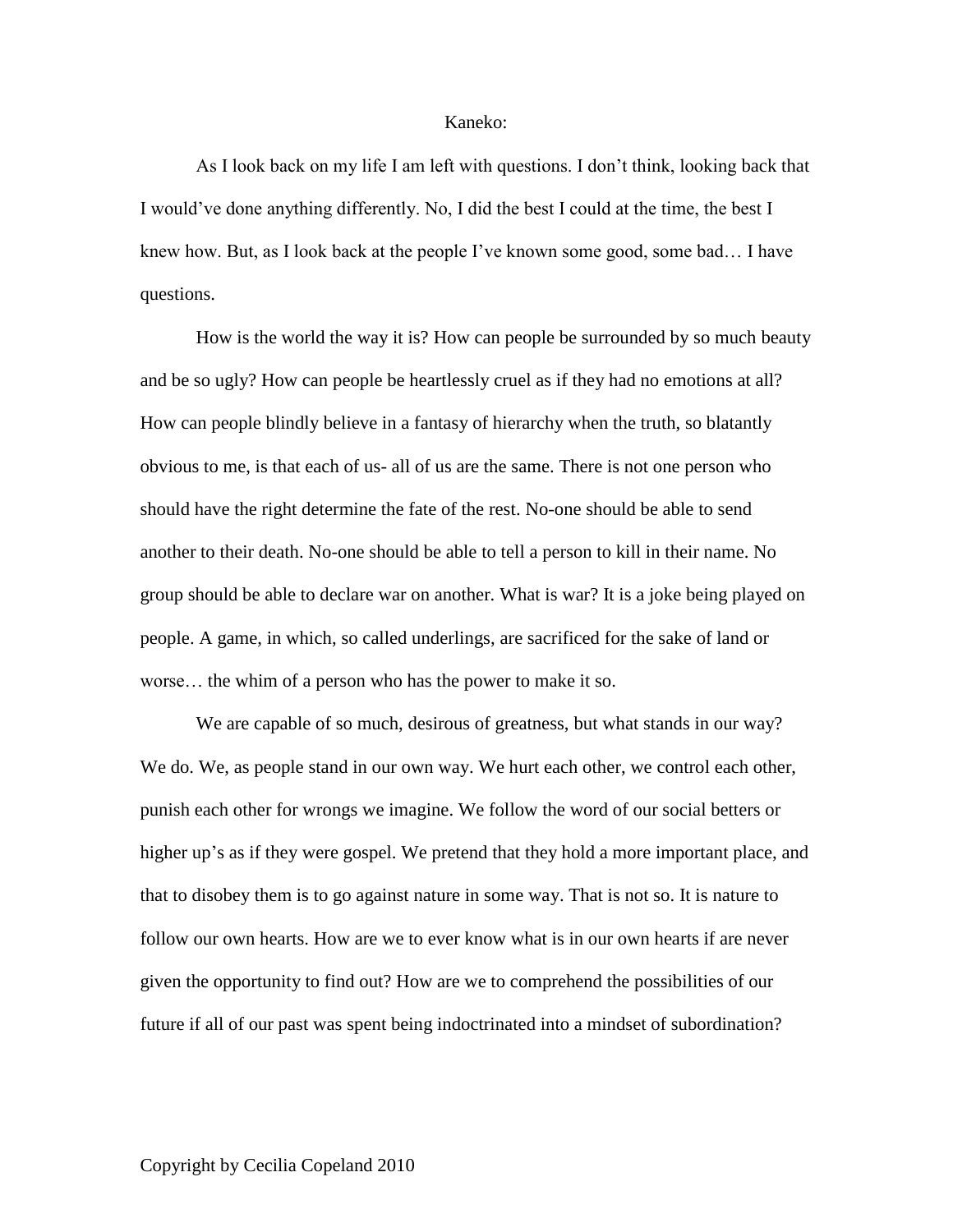Kaneko:

As I look back on my life I am left with questions. I don't think, looking back that I would've done anything differently. No, I did the best I could at the time, the best I knew how. But, as I look back at the people I've known some good, some bad… I have questions.

How is the world the way it is? How can people be surrounded by so much beauty and be so ugly? How can people be heartlessly cruel as if they had no emotions at all? How can people blindly believe in a fantasy of hierarchy when the truth, so blatantly obvious to me, is that each of us- all of us are the same. There is not one person who should have the right determine the fate of the rest. No-one should be able to send another to their death. No-one should be able to tell a person to kill in their name. No group should be able to declare war on another. What is war? It is a joke being played on people. A game, in which, so called underlings, are sacrificed for the sake of land or worse… the whim of a person who has the power to make it so.

We are capable of so much, desirous of greatness, but what stands in our way? We do. We, as people stand in our own way. We hurt each other, we control each other, punish each other for wrongs we imagine. We follow the word of our social betters or higher up's as if they were gospel. We pretend that they hold a more important place, and that to disobey them is to go against nature in some way. That is not so. It is nature to follow our own hearts. How are we to ever know what is in our own hearts if are never given the opportunity to find out? How are we to comprehend the possibilities of our future if all of our past was spent being indoctrinated into a mindset of subordination?

Copyright by Cecilia Copeland 2010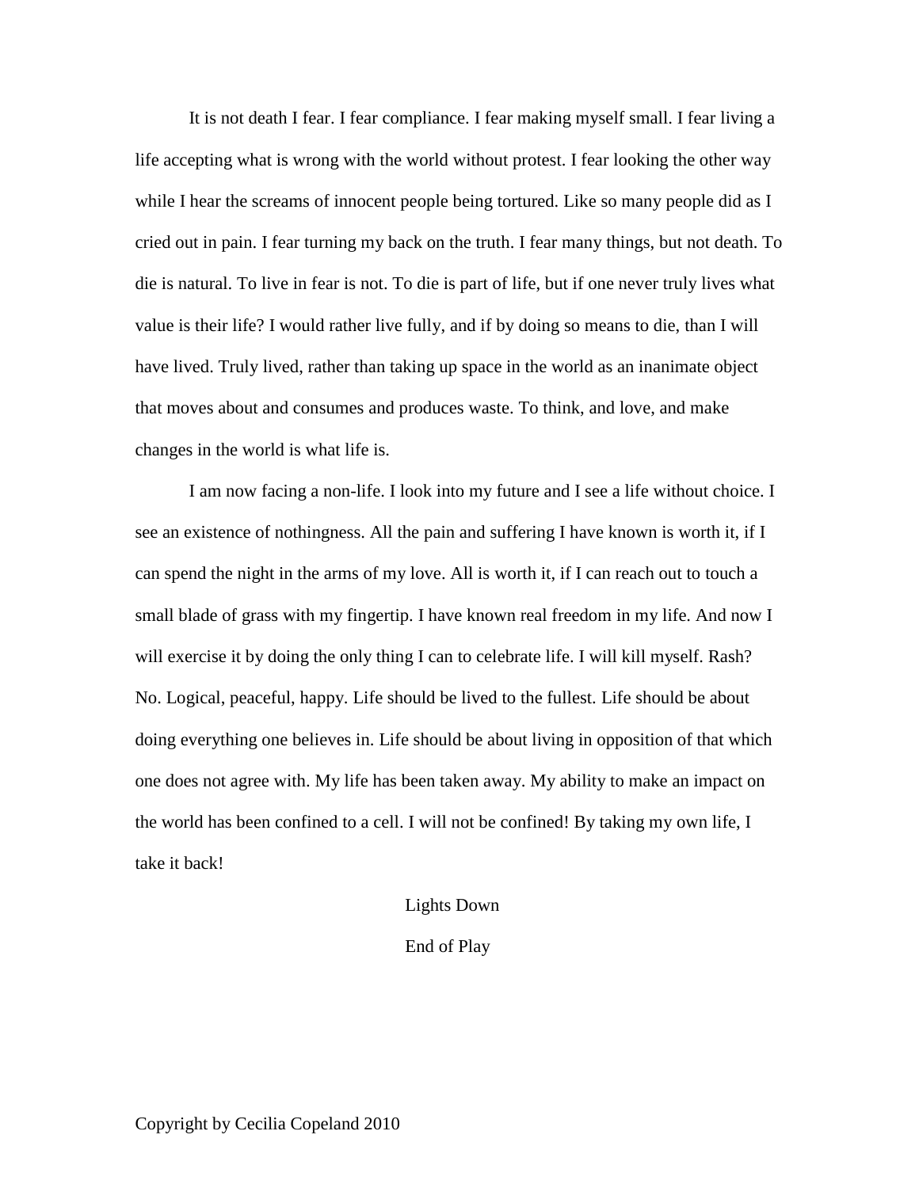It is not death I fear. I fear compliance. I fear making myself small. I fear living a life accepting what is wrong with the world without protest. I fear looking the other way while I hear the screams of innocent people being tortured. Like so many people did as I cried out in pain. I fear turning my back on the truth. I fear many things, but not death. To die is natural. To live in fear is not. To die is part of life, but if one never truly lives what value is their life? I would rather live fully, and if by doing so means to die, than I will have lived. Truly lived, rather than taking up space in the world as an inanimate object that moves about and consumes and produces waste. To think, and love, and make changes in the world is what life is.

I am now facing a non-life. I look into my future and I see a life without choice. I see an existence of nothingness. All the pain and suffering I have known is worth it, if I can spend the night in the arms of my love. All is worth it, if I can reach out to touch a small blade of grass with my fingertip. I have known real freedom in my life. And now I will exercise it by doing the only thing I can to celebrate life. I will kill myself. Rash? No. Logical, peaceful, happy. Life should be lived to the fullest. Life should be about doing everything one believes in. Life should be about living in opposition of that which one does not agree with. My life has been taken away. My ability to make an impact on the world has been confined to a cell. I will not be confined! By taking my own life, I take it back!

Lights Down

End of Play

Copyright by Cecilia Copeland 2010